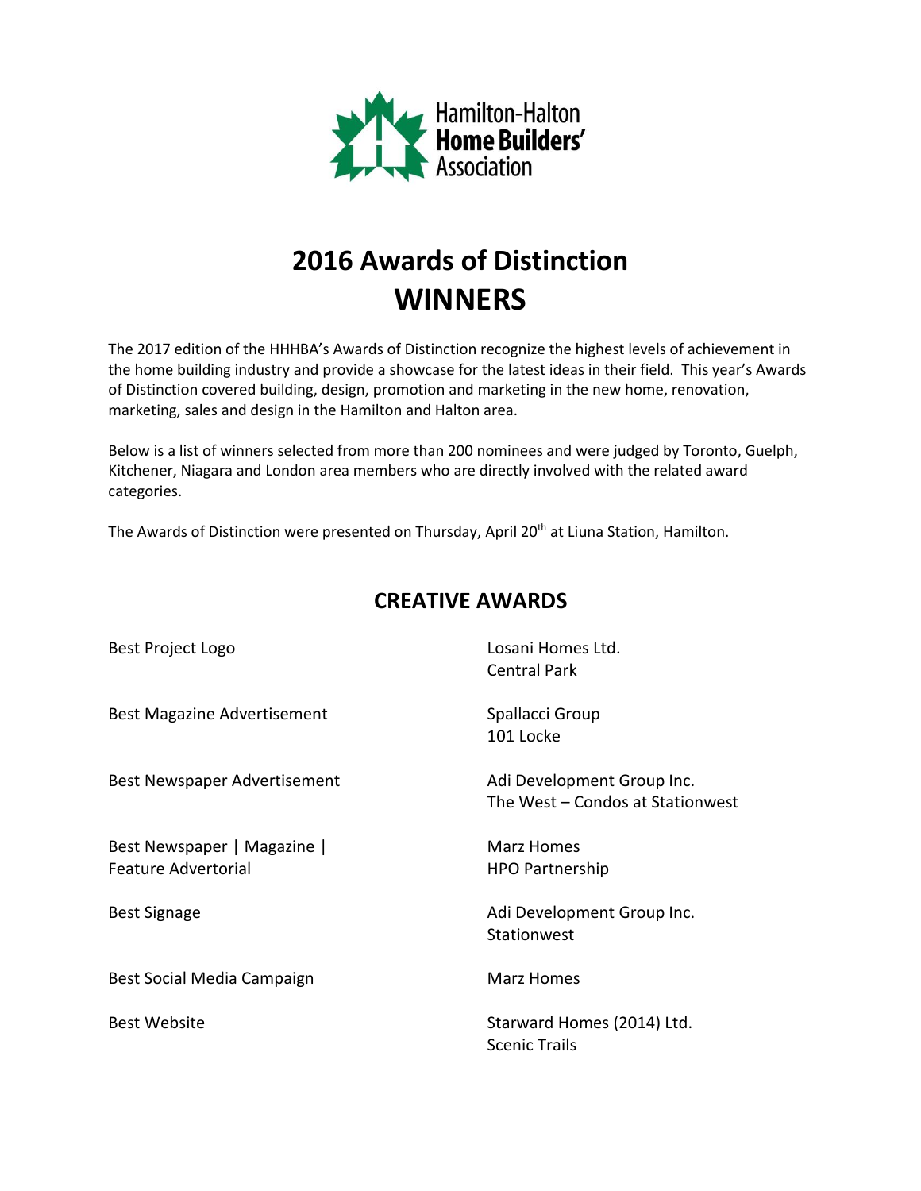Hamilton-Halton
**Home Builders'**
Association

# 2016 Awards of Distinction
# WINNERS

The 2017 edition of the HHHBA's Awards of Distinction recognize the highest levels of achievement in the home building industry and provide a showcase for the latest ideas in their field. This year's Awards of Distinction covered building, design, promotion and marketing in the new home, renovation, marketing, sales and design in the Hamilton and Halton area.

Below is a list of winners selected from more than 200 nominees and were judged by Toronto, Guelph, Kitchener, Niagara and London area members who are directly involved with the related award categories.

The Awards of Distinction were presented on Thursday, April 20th at Liuna Station, Hamilton.

## CREATIVE AWARDS

| Award | Winner |
|---|---|
| Best Project Logo | Losani Homes Ltd.<br>Central Park |
| Best Magazine Advertisement | Spallacci Group<br>101 Locke |
| Best Newspaper Advertisement | Adi Development Group Inc.<br>The West – Condos at Stationwest |
| Best Newspaper \| Magazine \| Feature Advertorial | Marz Homes<br>HPO Partnership |
| Best Signage | Adi Development Group Inc.<br>Stationwest |
| Best Social Media Campaign | Marz Homes |
| Best Website | Starward Homes (2014) Ltd.<br>Scenic Trails |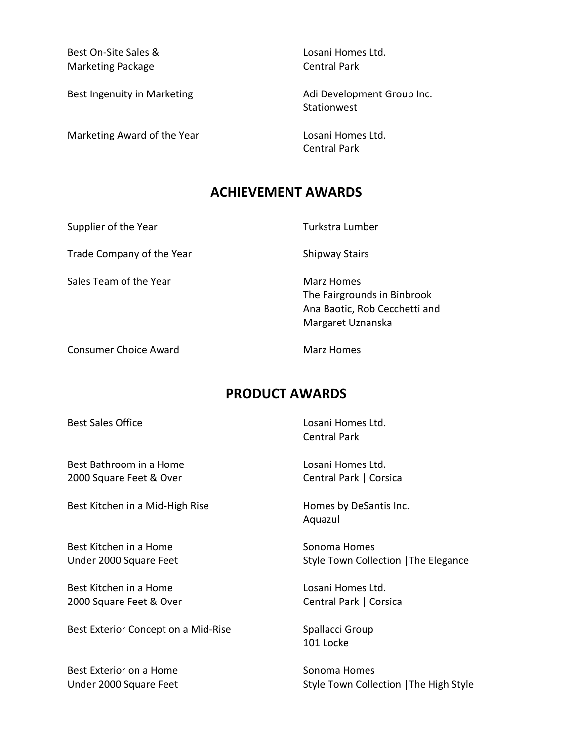| Award | Winner |
| --- | --- |
| Best On-Site Sales & Marketing Package | Losani Homes Ltd.<br>Central Park |
| Best Ingenuity in Marketing | Adi Development Group Inc.<br>Stationwest |
| Marketing Award of the Year | Losani Homes Ltd.<br>Central Park |

## ACHIEVEMENT AWARDS

| Award | Winner |
| --- | --- |
| Supplier of the Year | Turkstra Lumber |
| Trade Company of the Year | Shipway Stairs |
| Sales Team of the Year | Marz Homes<br>The Fairgrounds in Binbrook<br>Ana Baotic, Rob Cecchetti and Margaret Uznanska |
| Consumer Choice Award | Marz Homes |

## PRODUCT AWARDS

| Award | Winner |
| --- | --- |
| Best Sales Office | Losani Homes Ltd.<br>Central Park |
| Best Bathroom in a Home 2000 Square Feet & Over | Losani Homes Ltd.<br>Central Park \| Corsica |
| Best Kitchen in a Mid-High Rise | Homes by DeSantis Inc.<br>Aquazul |
| Best Kitchen in a Home Under 2000 Square Feet | Sonoma Homes<br>Style Town Collection \|The Elegance |
| Best Kitchen in a Home 2000 Square Feet & Over | Losani Homes Ltd.<br>Central Park \| Corsica |
| Best Exterior Concept on a Mid-Rise | Spallacci Group<br>101 Locke |
| Best Exterior on a Home Under 2000 Square Feet | Sonoma Homes<br>Style Town Collection \|The High Style |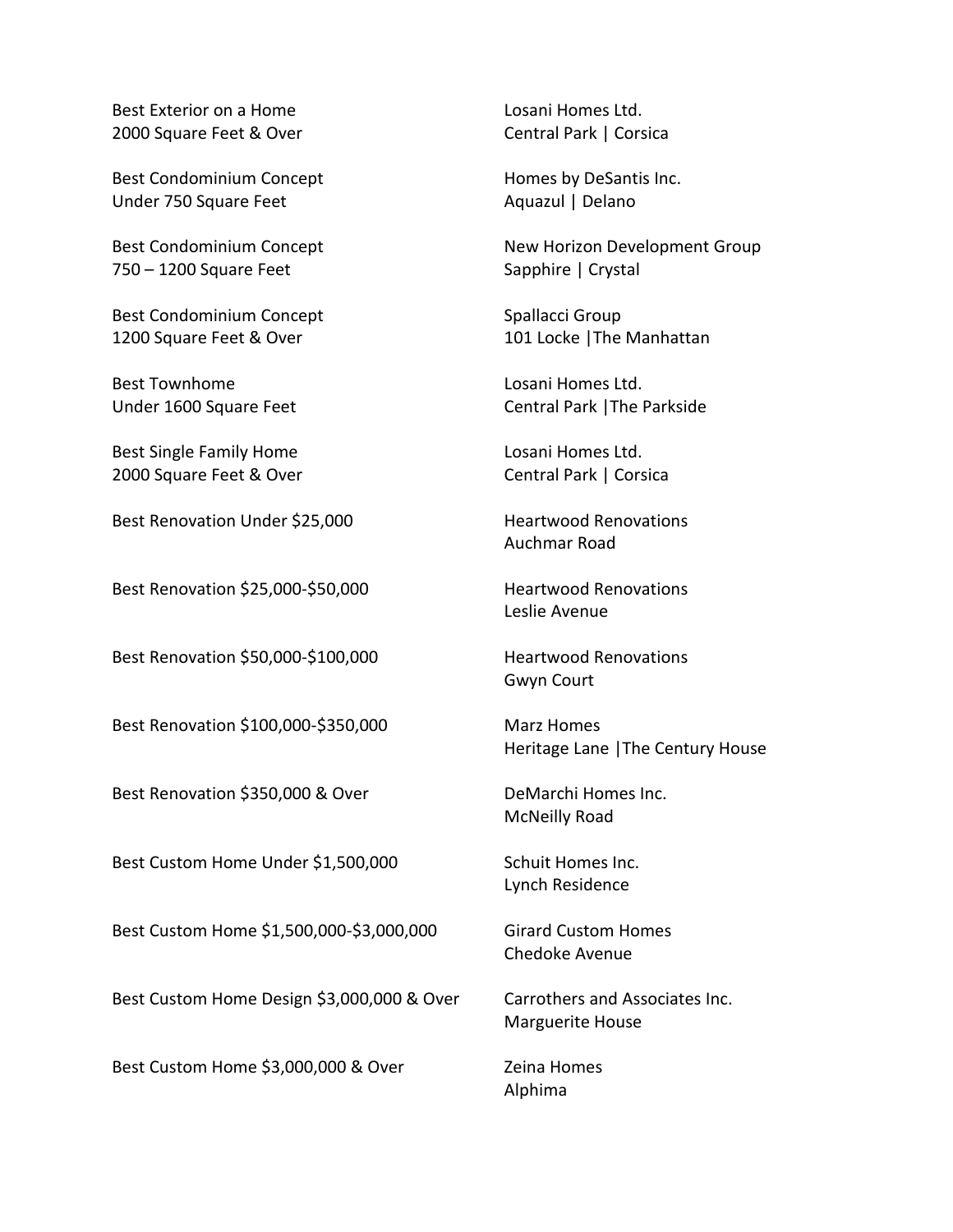| Category | Winner |
| --- | --- |
| Best Exterior on a Home<br>2000 Square Feet & Over | Losani Homes Ltd.<br>Central Park \| Corsica |
| Best Condominium Concept<br>Under 750 Square Feet | Homes by DeSantis Inc.<br>Aquazul \| Delano |
| Best Condominium Concept<br>750 – 1200 Square Feet | New Horizon Development Group<br>Sapphire \| Crystal |
| Best Condominium Concept<br>1200 Square Feet & Over | Spallacci Group<br>101 Locke \|The Manhattan |
| Best Townhome<br>Under 1600 Square Feet | Losani Homes Ltd.<br>Central Park \|The Parkside |
| Best Single Family Home<br>2000 Square Feet & Over | Losani Homes Ltd.<br>Central Park \| Corsica |
| Best Renovation Under $25,000 | Heartwood Renovations<br>Auchmar Road |
| Best Renovation $25,000-$50,000 | Heartwood Renovations<br>Leslie Avenue |
| Best Renovation $50,000-$100,000 | Heartwood Renovations<br>Gwyn Court |
| Best Renovation $100,000-$350,000 | Marz Homes<br>Heritage Lane \|The Century House |
| Best Renovation $350,000 & Over | DeMarchi Homes Inc.<br>McNeilly Road |
| Best Custom Home Under $1,500,000 | Schuit Homes Inc.<br>Lynch Residence |
| Best Custom Home $1,500,000-$3,000,000 | Girard Custom Homes<br>Chedoke Avenue |
| Best Custom Home Design $3,000,000 & Over | Carrothers and Associates Inc.<br>Marguerite House |
| Best Custom Home $3,000,000 & Over | Zeina Homes<br>Alphima |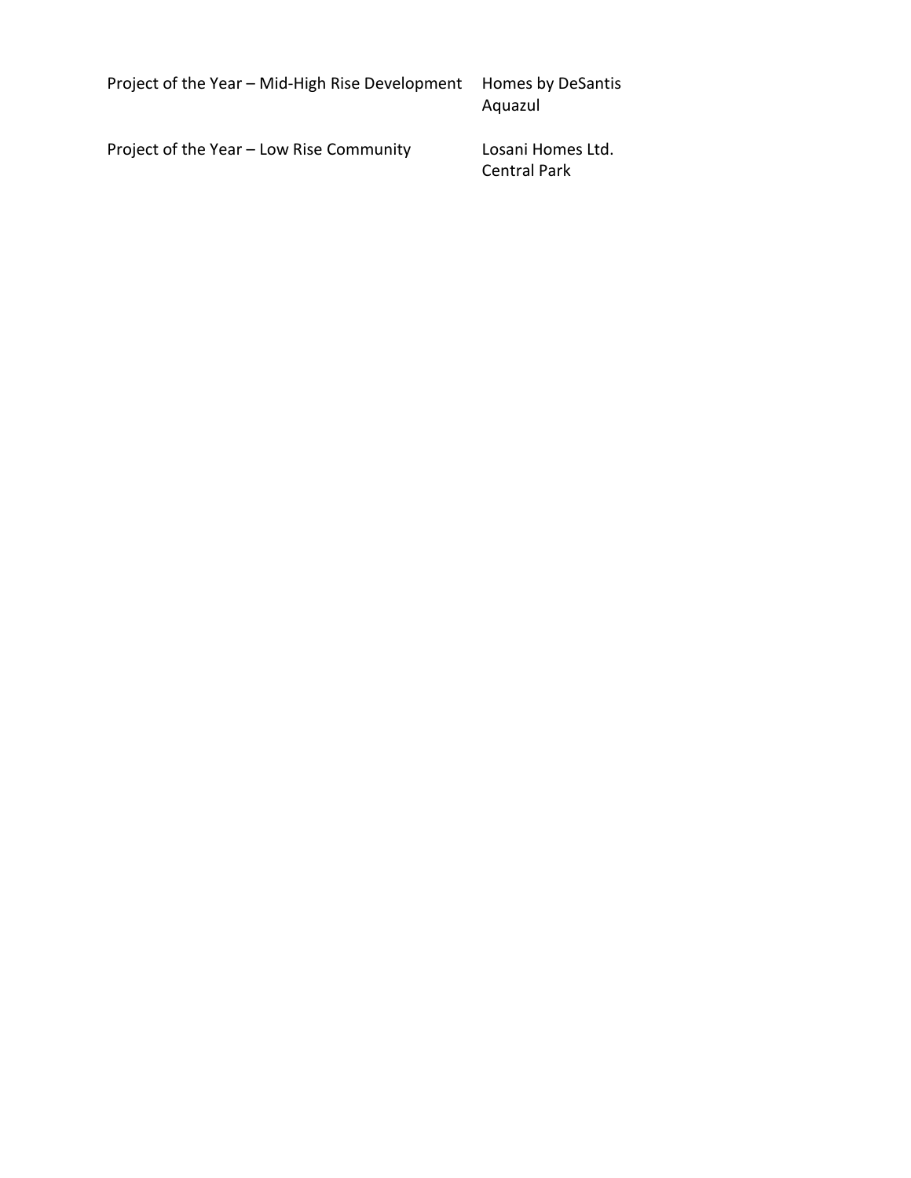| | |
|---|---|
| Project of the Year – Mid-High Rise Development | Homes by DeSantis<br>Aquazul |
| Project of the Year – Low Rise Community | Losani Homes Ltd.<br>Central Park |